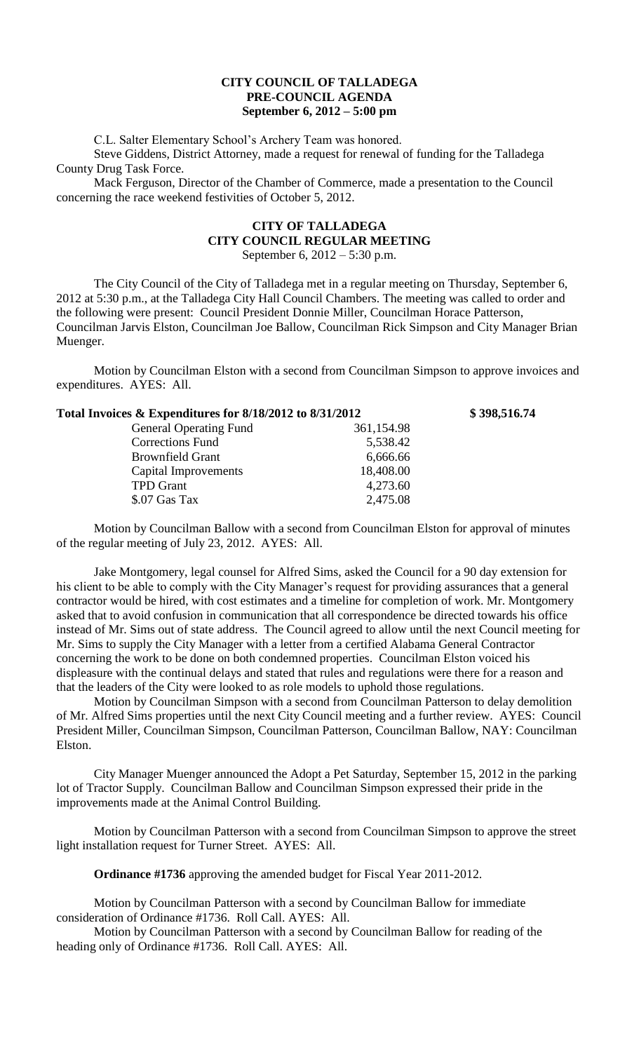# CITY COUNCIL OF TALLADEGA
## PRE-COUNCIL AGENDA
### September 6, 2012 – 5:00 pm

C.L. Salter Elementary School's Archery Team was honored.

Steve Giddens, District Attorney, made a request for renewal of funding for the Talladega County Drug Task Force.

Mack Ferguson, Director of the Chamber of Commerce, made a presentation to the Council concerning the race weekend festivities of October 5, 2012.

# CITY OF TALLADEGA
## CITY COUNCIL REGULAR MEETING
September 6, 2012 – 5:30 p.m.

The City Council of the City of Talladega met in a regular meeting on Thursday, September 6, 2012 at 5:30 p.m., at the Talladega City Hall Council Chambers. The meeting was called to order and the following were present: Council President Donnie Miller, Councilman Horace Patterson, Councilman Jarvis Elston, Councilman Joe Ballow, Councilman Rick Simpson and City Manager Brian Muenger.

Motion by Councilman Elston with a second from Councilman Simpson to approve invoices and expenditures. AYES: All.

**Total Invoices & Expenditures for 8/18/2012 to 8/31/2012** **$ 398,516.74**

| | |
|---|---|
| General Operating Fund | 361,154.98 |
| Corrections Fund | 5,538.42 |
| Brownfield Grant | 6,666.66 |
| Capital Improvements | 18,408.00 |
| TPD Grant | 4,273.60 |
| $.07 Gas Tax | 2,475.08 |

Motion by Councilman Ballow with a second from Councilman Elston for approval of minutes of the regular meeting of July 23, 2012. AYES: All.

Jake Montgomery, legal counsel for Alfred Sims, asked the Council for a 90 day extension for his client to be able to comply with the City Manager's request for providing assurances that a general contractor would be hired, with cost estimates and a timeline for completion of work. Mr. Montgomery asked that to avoid confusion in communication that all correspondence be directed towards his office instead of Mr. Sims out of state address. The Council agreed to allow until the next Council meeting for Mr. Sims to supply the City Manager with a letter from a certified Alabama General Contractor concerning the work to be done on both condemned properties. Councilman Elston voiced his displeasure with the continual delays and stated that rules and regulations were there for a reason and that the leaders of the City were looked to as role models to uphold those regulations.

Motion by Councilman Simpson with a second from Councilman Patterson to delay demolition of Mr. Alfred Sims properties until the next City Council meeting and a further review. AYES: Council President Miller, Councilman Simpson, Councilman Patterson, Councilman Ballow, NAY: Councilman Elston.

City Manager Muenger announced the Adopt a Pet Saturday, September 15, 2012 in the parking lot of Tractor Supply. Councilman Ballow and Councilman Simpson expressed their pride in the improvements made at the Animal Control Building.

Motion by Councilman Patterson with a second from Councilman Simpson to approve the street light installation request for Turner Street. AYES: All.

**Ordinance #1736** approving the amended budget for Fiscal Year 2011-2012.

Motion by Councilman Patterson with a second by Councilman Ballow for immediate consideration of Ordinance #1736. Roll Call. AYES: All.

Motion by Councilman Patterson with a second by Councilman Ballow for reading of the heading only of Ordinance #1736. Roll Call. AYES: All.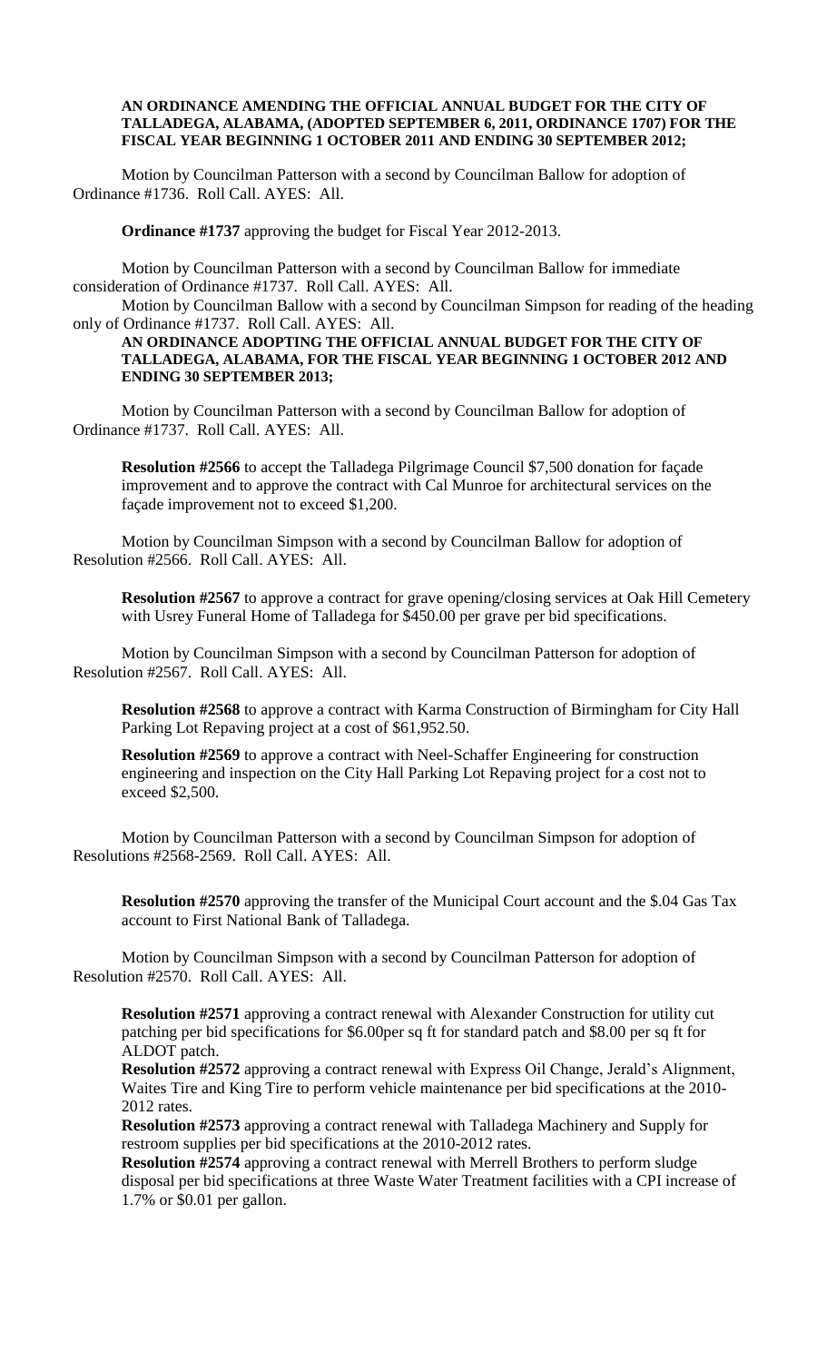**AN ORDINANCE AMENDING THE OFFICIAL ANNUAL BUDGET FOR THE CITY OF TALLADEGA, ALABAMA, (ADOPTED SEPTEMBER 6, 2011, ORDINANCE 1707) FOR THE FISCAL YEAR BEGINNING 1 OCTOBER 2011 AND ENDING 30 SEPTEMBER 2012;**

Motion by Councilman Patterson with a second by Councilman Ballow for adoption of Ordinance #1736. Roll Call. AYES: All.

**Ordinance #1737** approving the budget for Fiscal Year 2012-2013.

Motion by Councilman Patterson with a second by Councilman Ballow for immediate consideration of Ordinance #1737. Roll Call. AYES: All.

Motion by Councilman Ballow with a second by Councilman Simpson for reading of the heading only of Ordinance #1737. Roll Call. AYES: All.

**AN ORDINANCE ADOPTING THE OFFICIAL ANNUAL BUDGET FOR THE CITY OF TALLADEGA, ALABAMA, FOR THE FISCAL YEAR BEGINNING 1 OCTOBER 2012 AND ENDING 30 SEPTEMBER 2013;**

Motion by Councilman Patterson with a second by Councilman Ballow for adoption of Ordinance #1737. Roll Call. AYES: All.

**Resolution #2566** to accept the Talladega Pilgrimage Council $7,500 donation for façade improvement and to approve the contract with Cal Munroe for architectural services on the façade improvement not to exceed $1,200.

Motion by Councilman Simpson with a second by Councilman Ballow for adoption of Resolution #2566. Roll Call. AYES: All.

**Resolution #2567** to approve a contract for grave opening/closing services at Oak Hill Cemetery with Usrey Funeral Home of Talladega for $450.00 per grave per bid specifications.

Motion by Councilman Simpson with a second by Councilman Patterson for adoption of Resolution #2567. Roll Call. AYES: All.

**Resolution #2568** to approve a contract with Karma Construction of Birmingham for City Hall Parking Lot Repaving project at a cost of $61,952.50.

**Resolution #2569** to approve a contract with Neel-Schaffer Engineering for construction engineering and inspection on the City Hall Parking Lot Repaving project for a cost not to exceed $2,500.

Motion by Councilman Patterson with a second by Councilman Simpson for adoption of Resolutions #2568-2569. Roll Call. AYES: All.

**Resolution #2570** approving the transfer of the Municipal Court account and the $.04 Gas Tax account to First National Bank of Talladega.

Motion by Councilman Simpson with a second by Councilman Patterson for adoption of Resolution #2570. Roll Call. AYES: All.

**Resolution #2571** approving a contract renewal with Alexander Construction for utility cut patching per bid specifications for $6.00per sq ft for standard patch and $8.00 per sq ft for ALDOT patch.

**Resolution #2572** approving a contract renewal with Express Oil Change, Jerald's Alignment, Waites Tire and King Tire to perform vehicle maintenance per bid specifications at the 2010-2012 rates.

**Resolution #2573** approving a contract renewal with Talladega Machinery and Supply for restroom supplies per bid specifications at the 2010-2012 rates.

**Resolution #2574** approving a contract renewal with Merrell Brothers to perform sludge disposal per bid specifications at three Waste Water Treatment facilities with a CPI increase of 1.7% or $0.01 per gallon.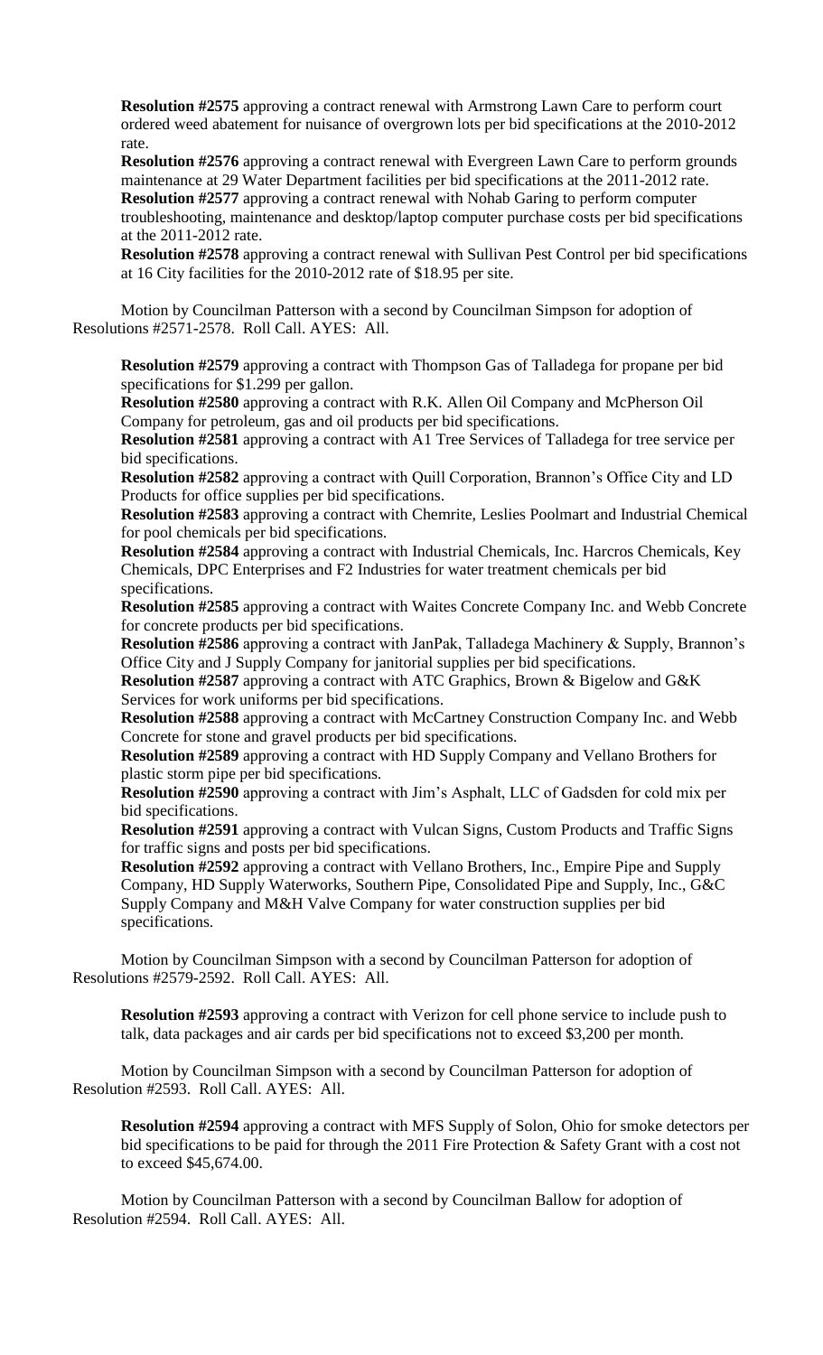**Resolution #2575** approving a contract renewal with Armstrong Lawn Care to perform court ordered weed abatement for nuisance of overgrown lots per bid specifications at the 2010-2012 rate.

**Resolution #2576** approving a contract renewal with Evergreen Lawn Care to perform grounds maintenance at 29 Water Department facilities per bid specifications at the 2011-2012 rate.

**Resolution #2577** approving a contract renewal with Nohab Garing to perform computer troubleshooting, maintenance and desktop/laptop computer purchase costs per bid specifications at the 2011-2012 rate.

**Resolution #2578** approving a contract renewal with Sullivan Pest Control per bid specifications at 16 City facilities for the 2010-2012 rate of $18.95 per site.

Motion by Councilman Patterson with a second by Councilman Simpson for adoption of Resolutions #2571-2578. Roll Call. AYES: All.

**Resolution #2579** approving a contract with Thompson Gas of Talladega for propane per bid specifications for $1.299 per gallon.

**Resolution #2580** approving a contract with R.K. Allen Oil Company and McPherson Oil Company for petroleum, gas and oil products per bid specifications.

**Resolution #2581** approving a contract with A1 Tree Services of Talladega for tree service per bid specifications.

**Resolution #2582** approving a contract with Quill Corporation, Brannon's Office City and LD Products for office supplies per bid specifications.

**Resolution #2583** approving a contract with Chemrite, Leslies Poolmart and Industrial Chemical for pool chemicals per bid specifications.

**Resolution #2584** approving a contract with Industrial Chemicals, Inc. Harcros Chemicals, Key Chemicals, DPC Enterprises and F2 Industries for water treatment chemicals per bid specifications.

**Resolution #2585** approving a contract with Waites Concrete Company Inc. and Webb Concrete for concrete products per bid specifications.

**Resolution #2586** approving a contract with JanPak, Talladega Machinery & Supply, Brannon's Office City and J Supply Company for janitorial supplies per bid specifications.

**Resolution #2587** approving a contract with ATC Graphics, Brown & Bigelow and G&K Services for work uniforms per bid specifications.

**Resolution #2588** approving a contract with McCartney Construction Company Inc. and Webb Concrete for stone and gravel products per bid specifications.

**Resolution #2589** approving a contract with HD Supply Company and Vellano Brothers for plastic storm pipe per bid specifications.

**Resolution #2590** approving a contract with Jim's Asphalt, LLC of Gadsden for cold mix per bid specifications.

**Resolution #2591** approving a contract with Vulcan Signs, Custom Products and Traffic Signs for traffic signs and posts per bid specifications.

**Resolution #2592** approving a contract with Vellano Brothers, Inc., Empire Pipe and Supply Company, HD Supply Waterworks, Southern Pipe, Consolidated Pipe and Supply, Inc., G&C Supply Company and M&H Valve Company for water construction supplies per bid specifications.

Motion by Councilman Simpson with a second by Councilman Patterson for adoption of Resolutions #2579-2592. Roll Call. AYES: All.

**Resolution #2593** approving a contract with Verizon for cell phone service to include push to talk, data packages and air cards per bid specifications not to exceed $3,200 per month.

Motion by Councilman Simpson with a second by Councilman Patterson for adoption of Resolution #2593. Roll Call. AYES: All.

**Resolution #2594** approving a contract with MFS Supply of Solon, Ohio for smoke detectors per bid specifications to be paid for through the 2011 Fire Protection & Safety Grant with a cost not to exceed $45,674.00.

Motion by Councilman Patterson with a second by Councilman Ballow for adoption of Resolution #2594. Roll Call. AYES: All.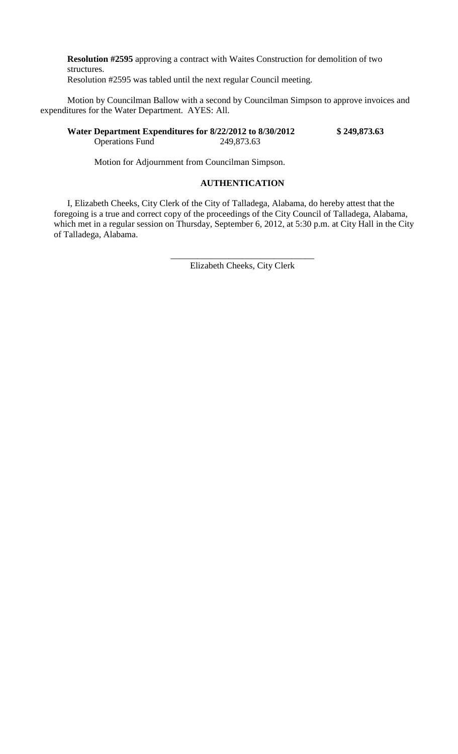**Resolution #2595** approving a contract with Waites Construction for demolition of two structures.

Resolution #2595 was tabled until the next regular Council meeting.

Motion by Councilman Ballow with a second by Councilman Simpson to approve invoices and expenditures for the Water Department. AYES: All.

| | | |
|---|---|---|
| **Water Department Expenditures for 8/22/2012 to 8/30/2012** | | **$ 249,873.63** |
| Operations Fund | 249,873.63 | |

Motion for Adjournment from Councilman Simpson.

**AUTHENTICATION**

I, Elizabeth Cheeks, City Clerk of the City of Talladega, Alabama, do hereby attest that the foregoing is a true and correct copy of the proceedings of the City Council of Talladega, Alabama, which met in a regular session on Thursday, September 6, 2012, at 5:30 p.m. at City Hall in the City of Talladega, Alabama.

\_\_\_\_\_\_\_\_\_\_\_\_\_\_\_\_\_\_\_\_\_\_\_\_\_\_\_\_\_\_\_\_

Elizabeth Cheeks, City Clerk